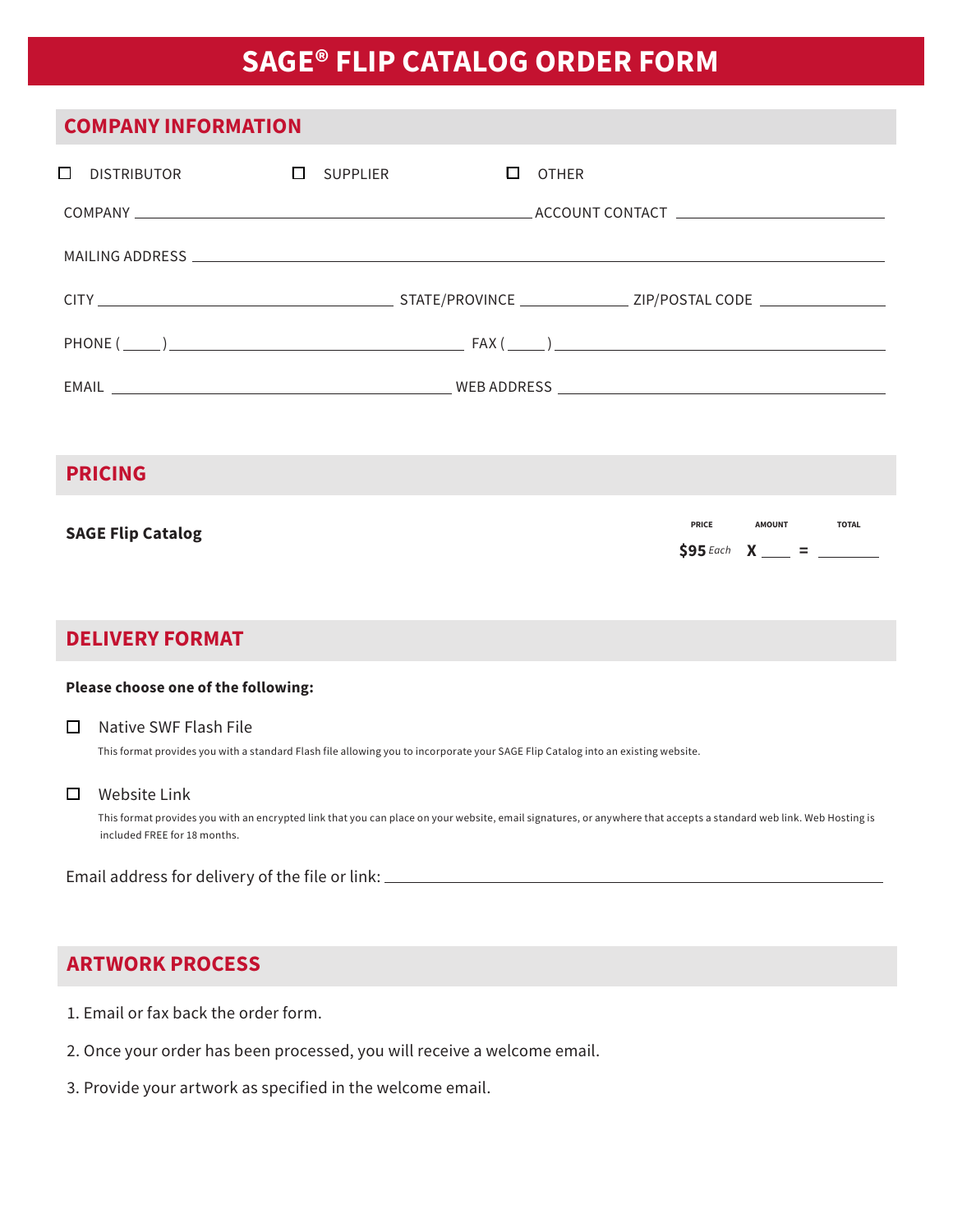# SAGE® FLIP CATALOG ORDER FORM

## COMPANY INFORMATION

☐ DISTRIBUTOR ☐ SUPPLIER ☐ OTHER

COMPANY ______________________________ ACCOUNT CONTACT ______________________________

MAILING ADDRESS ______________________________________________________________

CITY ______________________ STATE/PROVINCE ____________ ZIP/POSTAL CODE ____________

PHONE ( _____ ) ______________________ FAX ( _____ ) ______________________

EMAIL ______________________________ WEB ADDRESS ______________________________

## PRICING

| | PRICE | AMOUNT | TOTAL |
|---|---|---|---|
| **SAGE Flip Catalog** | **$95** *Each* | **X** ____ | **=** ________ |

## DELIVERY FORMAT

**Please choose one of the following:**

☐ Native SWF Flash File

This format provides you with a standard Flash file allowing you to incorporate your SAGE Flip Catalog into an existing website.

☐ Website Link

This format provides you with an encrypted link that you can place on your website, email signatures, or anywhere that accepts a standard web link. Web Hosting is included FREE for 18 months.

Email address for delivery of the file or link: ______________________________

## ARTWORK PROCESS

1. Email or fax back the order form.
2. Once your order has been processed, you will receive a welcome email.
3. Provide your artwork as specified in the welcome email.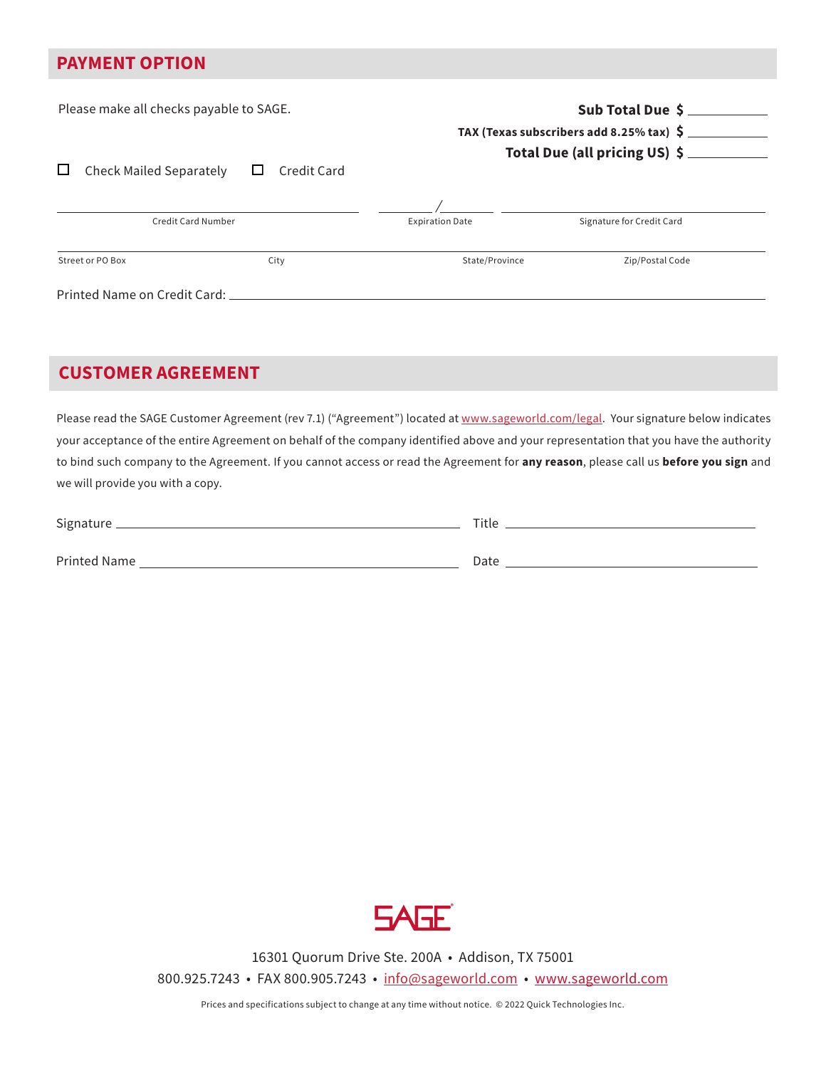## PAYMENT OPTION

Please make all checks payable to SAGE.

**Sub Total Due $** ___________

**TAX (Texas subscribers add 8.25% tax) $** ___________

**Total Due (all pricing US) $** ___________

☐ Check Mailed Separately ☐ Credit Card

Credit Card Number ___________ Expiration Date ____/____ Signature for Credit Card ___________

Street or PO Box ___________ City ___________ State/Province ___________ Zip/Postal Code ___________

Printed Name on Credit Card: ___________

## CUSTOMER AGREEMENT

Please read the SAGE Customer Agreement (rev 7.1) ("Agreement") located at www.sageworld.com/legal. Your signature below indicates your acceptance of the entire Agreement on behalf of the company identified above and your representation that you have the authority to bind such company to the Agreement. If you cannot access or read the Agreement for **any reason**, please call us **before you sign** and we will provide you with a copy.

Signature ___________ Title ___________

Printed Name ___________ Date ___________

SAGE

16301 Quorum Drive Ste. 200A • Addison, TX 75001

800.925.7243 • FAX 800.905.7243 • info@sageworld.com • www.sageworld.com

Prices and specifications subject to change at any time without notice. © 2022 Quick Technologies Inc.